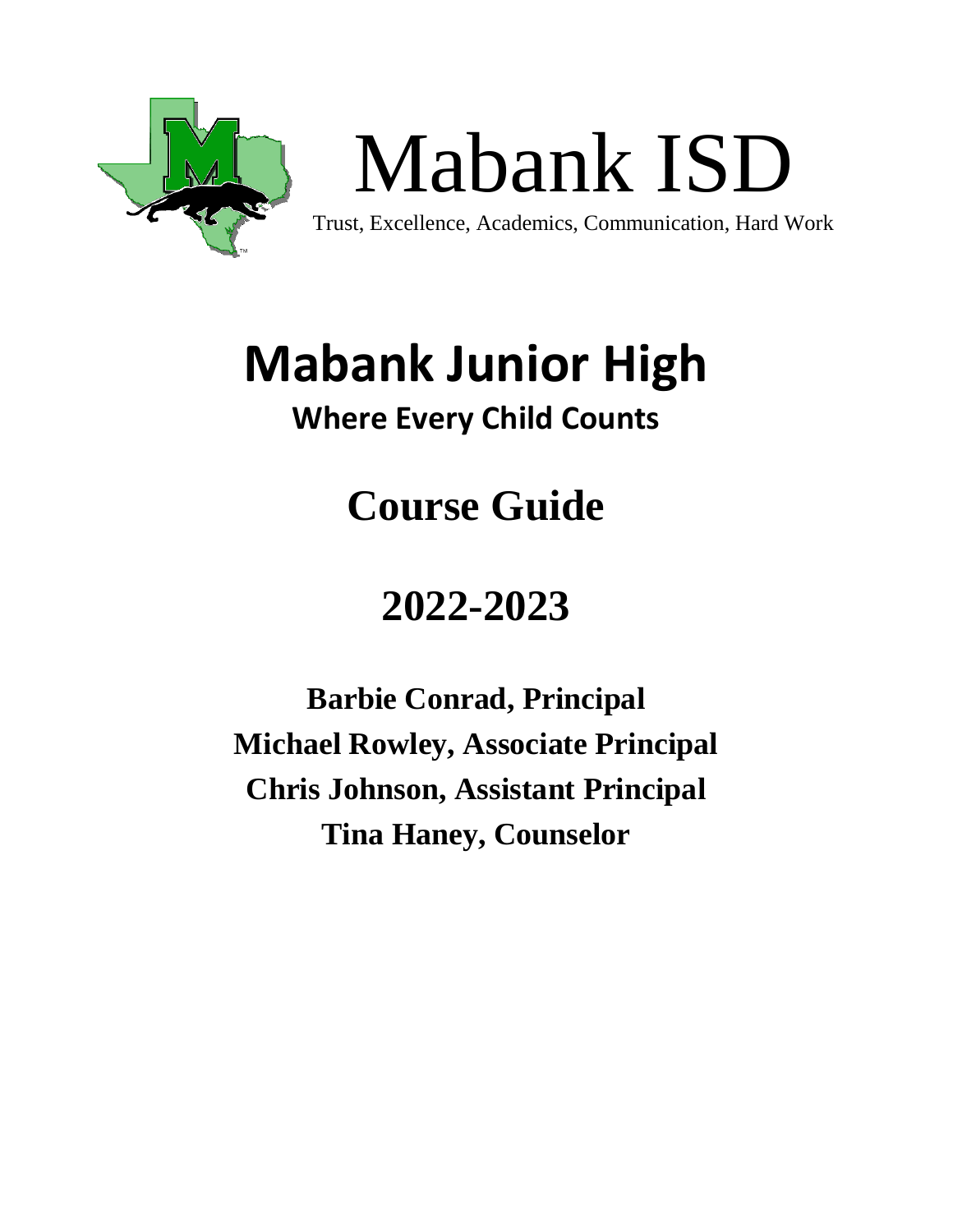# Mabank ISD

Trust, Excellence, Academics, Communication, Hard Work

# Mabank Junior High

### Where Every Child Counts

## Course Guide

## 2022-2023

**Barbie Conrad, Principal**
**Michael Rowley, Associate Principal**
**Chris Johnson, Assistant Principal**
**Tina Haney, Counselor**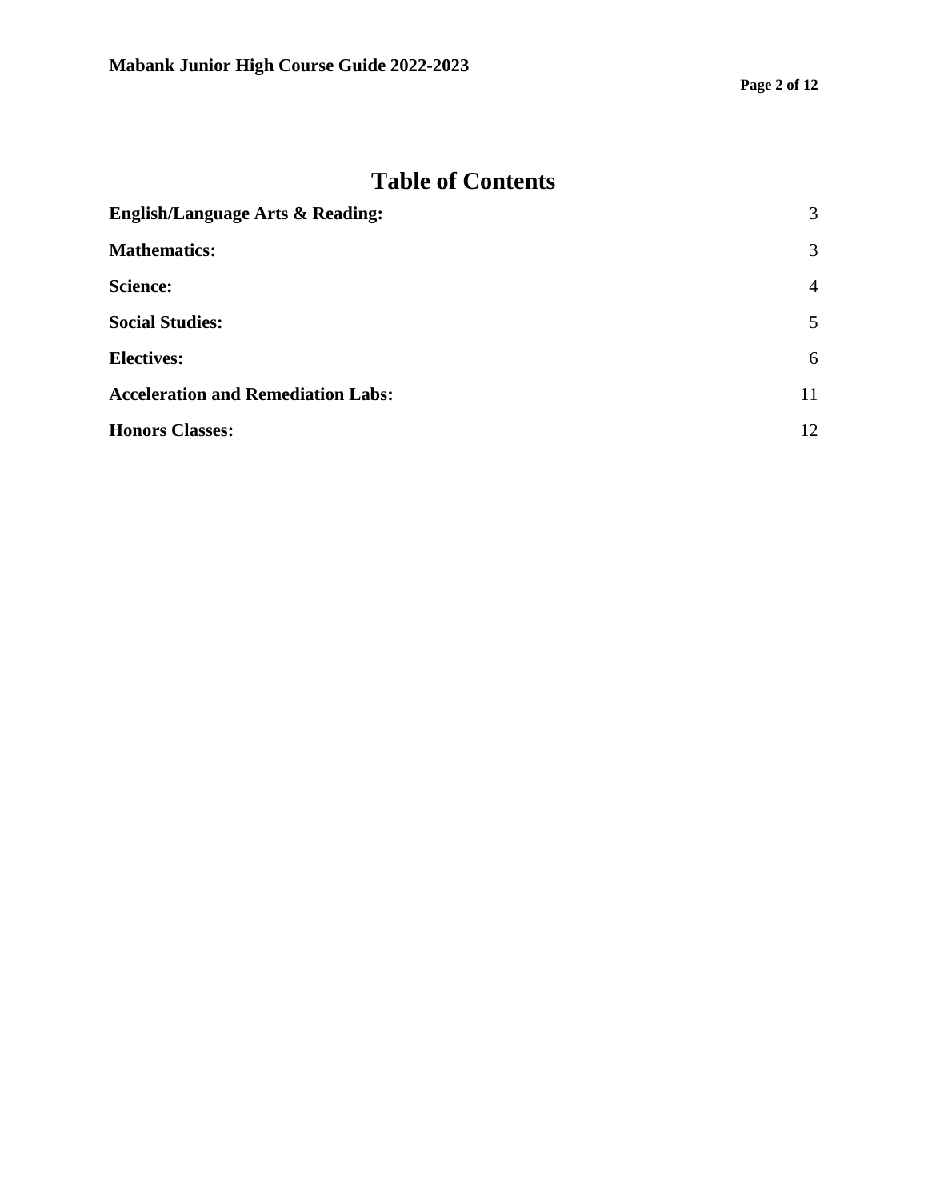# Table of Contents

| | |
|---|---|
| **English/Language Arts & Reading:** | 3 |
| **Mathematics:** | 3 |
| **Science:** | 4 |
| **Social Studies:** | 5 |
| **Electives:** | 6 |
| **Acceleration and Remediation Labs:** | 11 |
| **Honors Classes:** | 12 |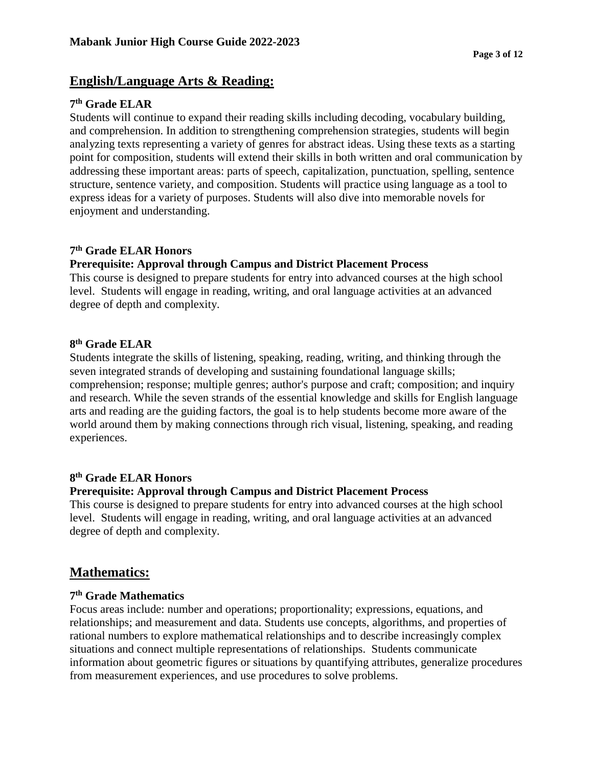## English/Language Arts & Reading:

### 7th Grade ELAR

Students will continue to expand their reading skills including decoding, vocabulary building, and comprehension. In addition to strengthening comprehension strategies, students will begin analyzing texts representing a variety of genres for abstract ideas. Using these texts as a starting point for composition, students will extend their skills in both written and oral communication by addressing these important areas: parts of speech, capitalization, punctuation, spelling, sentence structure, sentence variety, and composition. Students will practice using language as a tool to express ideas for a variety of purposes. Students will also dive into memorable novels for enjoyment and understanding.

### 7th Grade ELAR Honors

**Prerequisite: Approval through Campus and District Placement Process**

This course is designed to prepare students for entry into advanced courses at the high school level. Students will engage in reading, writing, and oral language activities at an advanced degree of depth and complexity.

### 8th Grade ELAR

Students integrate the skills of listening, speaking, reading, writing, and thinking through the seven integrated strands of developing and sustaining foundational language skills; comprehension; response; multiple genres; author's purpose and craft; composition; and inquiry and research. While the seven strands of the essential knowledge and skills for English language arts and reading are the guiding factors, the goal is to help students become more aware of the world around them by making connections through rich visual, listening, speaking, and reading experiences.

### 8th Grade ELAR Honors

**Prerequisite: Approval through Campus and District Placement Process**

This course is designed to prepare students for entry into advanced courses at the high school level. Students will engage in reading, writing, and oral language activities at an advanced degree of depth and complexity.

## Mathematics:

### 7th Grade Mathematics

Focus areas include: number and operations; proportionality; expressions, equations, and relationships; and measurement and data. Students use concepts, algorithms, and properties of rational numbers to explore mathematical relationships and to describe increasingly complex situations and connect multiple representations of relationships. Students communicate information about geometric figures or situations by quantifying attributes, generalize procedures from measurement experiences, and use procedures to solve problems.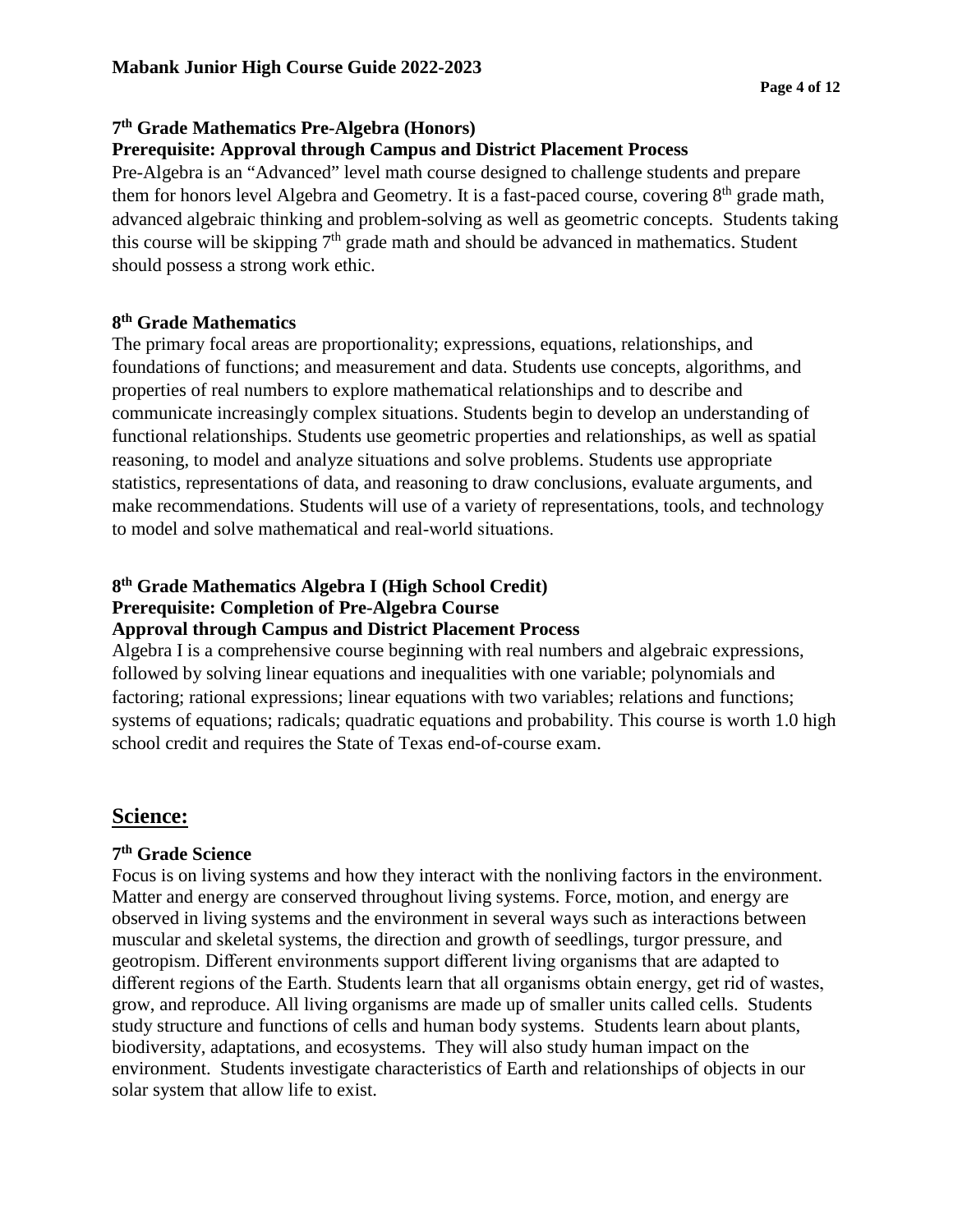### 7th Grade Mathematics Pre-Algebra (Honors)

**Prerequisite: Approval through Campus and District Placement Process**

Pre-Algebra is an "Advanced" level math course designed to challenge students and prepare them for honors level Algebra and Geometry. It is a fast-paced course, covering 8th grade math, advanced algebraic thinking and problem-solving as well as geometric concepts. Students taking this course will be skipping 7th grade math and should be advanced in mathematics. Student should possess a strong work ethic.

### 8th Grade Mathematics

The primary focal areas are proportionality; expressions, equations, relationships, and foundations of functions; and measurement and data. Students use concepts, algorithms, and properties of real numbers to explore mathematical relationships and to describe and communicate increasingly complex situations. Students begin to develop an understanding of functional relationships. Students use geometric properties and relationships, as well as spatial reasoning, to model and analyze situations and solve problems. Students use appropriate statistics, representations of data, and reasoning to draw conclusions, evaluate arguments, and make recommendations. Students will use of a variety of representations, tools, and technology to model and solve mathematical and real-world situations.

### 8th Grade Mathematics Algebra I (High School Credit)

**Prerequisite: Completion of Pre-Algebra Course**
**Approval through Campus and District Placement Process**

Algebra I is a comprehensive course beginning with real numbers and algebraic expressions, followed by solving linear equations and inequalities with one variable; polynomials and factoring; rational expressions; linear equations with two variables; relations and functions; systems of equations; radicals; quadratic equations and probability. This course is worth 1.0 high school credit and requires the State of Texas end-of-course exam.

## Science:

### 7th Grade Science

Focus is on living systems and how they interact with the nonliving factors in the environment. Matter and energy are conserved throughout living systems. Force, motion, and energy are observed in living systems and the environment in several ways such as interactions between muscular and skeletal systems, the direction and growth of seedlings, turgor pressure, and geotropism. Different environments support different living organisms that are adapted to different regions of the Earth. Students learn that all organisms obtain energy, get rid of wastes, grow, and reproduce. All living organisms are made up of smaller units called cells. Students study structure and functions of cells and human body systems. Students learn about plants, biodiversity, adaptations, and ecosystems. They will also study human impact on the environment. Students investigate characteristics of Earth and relationships of objects in our solar system that allow life to exist.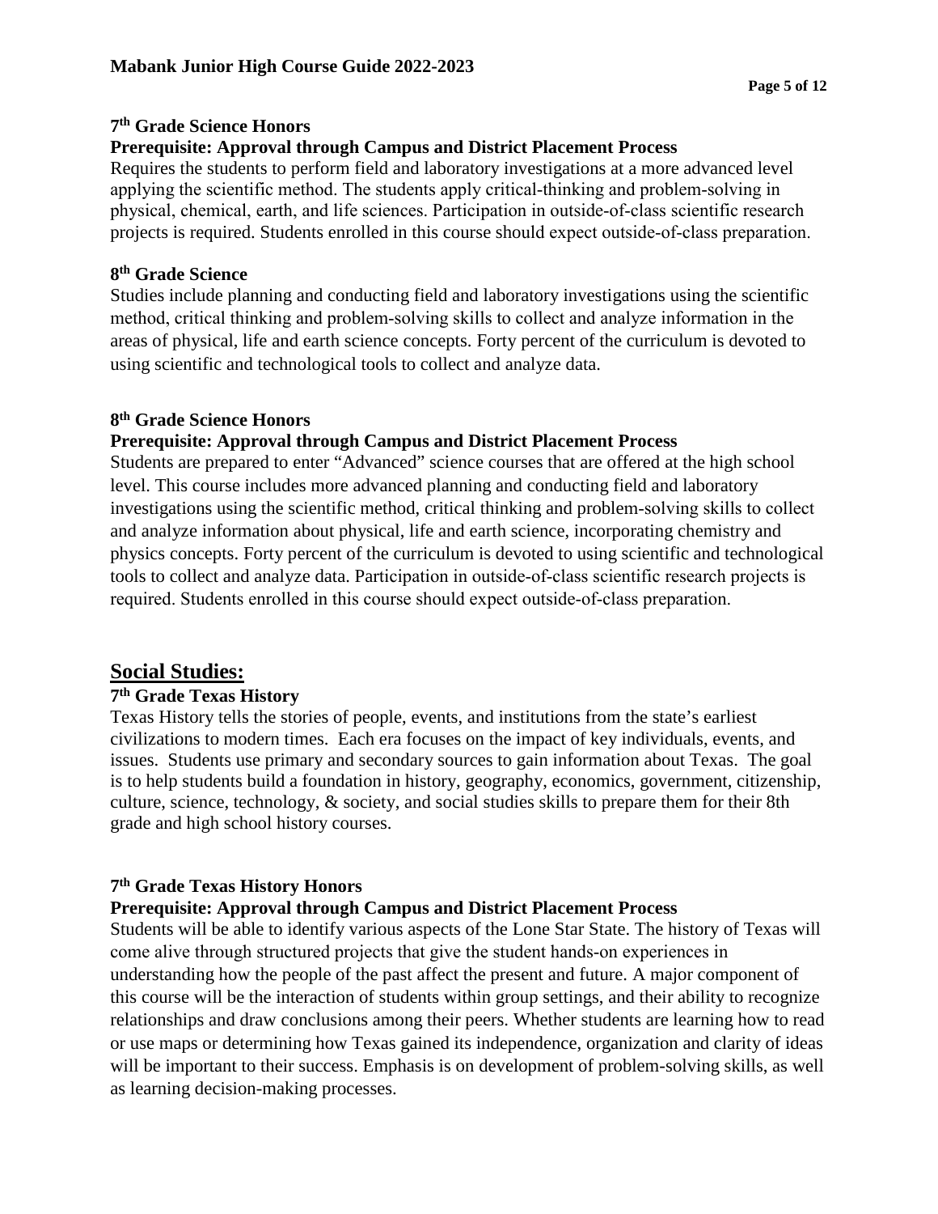### 7th Grade Science Honors

**Prerequisite: Approval through Campus and District Placement Process**

Requires the students to perform field and laboratory investigations at a more advanced level applying the scientific method. The students apply critical-thinking and problem-solving in physical, chemical, earth, and life sciences. Participation in outside-of-class scientific research projects is required. Students enrolled in this course should expect outside-of-class preparation.

### 8th Grade Science

Studies include planning and conducting field and laboratory investigations using the scientific method, critical thinking and problem-solving skills to collect and analyze information in the areas of physical, life and earth science concepts. Forty percent of the curriculum is devoted to using scientific and technological tools to collect and analyze data.

### 8th Grade Science Honors

**Prerequisite: Approval through Campus and District Placement Process**

Students are prepared to enter "Advanced" science courses that are offered at the high school level. This course includes more advanced planning and conducting field and laboratory investigations using the scientific method, critical thinking and problem-solving skills to collect and analyze information about physical, life and earth science, incorporating chemistry and physics concepts. Forty percent of the curriculum is devoted to using scientific and technological tools to collect and analyze data. Participation in outside-of-class scientific research projects is required. Students enrolled in this course should expect outside-of-class preparation.

## Social Studies:

### 7th Grade Texas History

Texas History tells the stories of people, events, and institutions from the state's earliest civilizations to modern times. Each era focuses on the impact of key individuals, events, and issues. Students use primary and secondary sources to gain information about Texas. The goal is to help students build a foundation in history, geography, economics, government, citizenship, culture, science, technology, & society, and social studies skills to prepare them for their 8th grade and high school history courses.

### 7th Grade Texas History Honors

**Prerequisite: Approval through Campus and District Placement Process**

Students will be able to identify various aspects of the Lone Star State. The history of Texas will come alive through structured projects that give the student hands-on experiences in understanding how the people of the past affect the present and future. A major component of this course will be the interaction of students within group settings, and their ability to recognize relationships and draw conclusions among their peers. Whether students are learning how to read or use maps or determining how Texas gained its independence, organization and clarity of ideas will be important to their success. Emphasis is on development of problem-solving skills, as well as learning decision-making processes.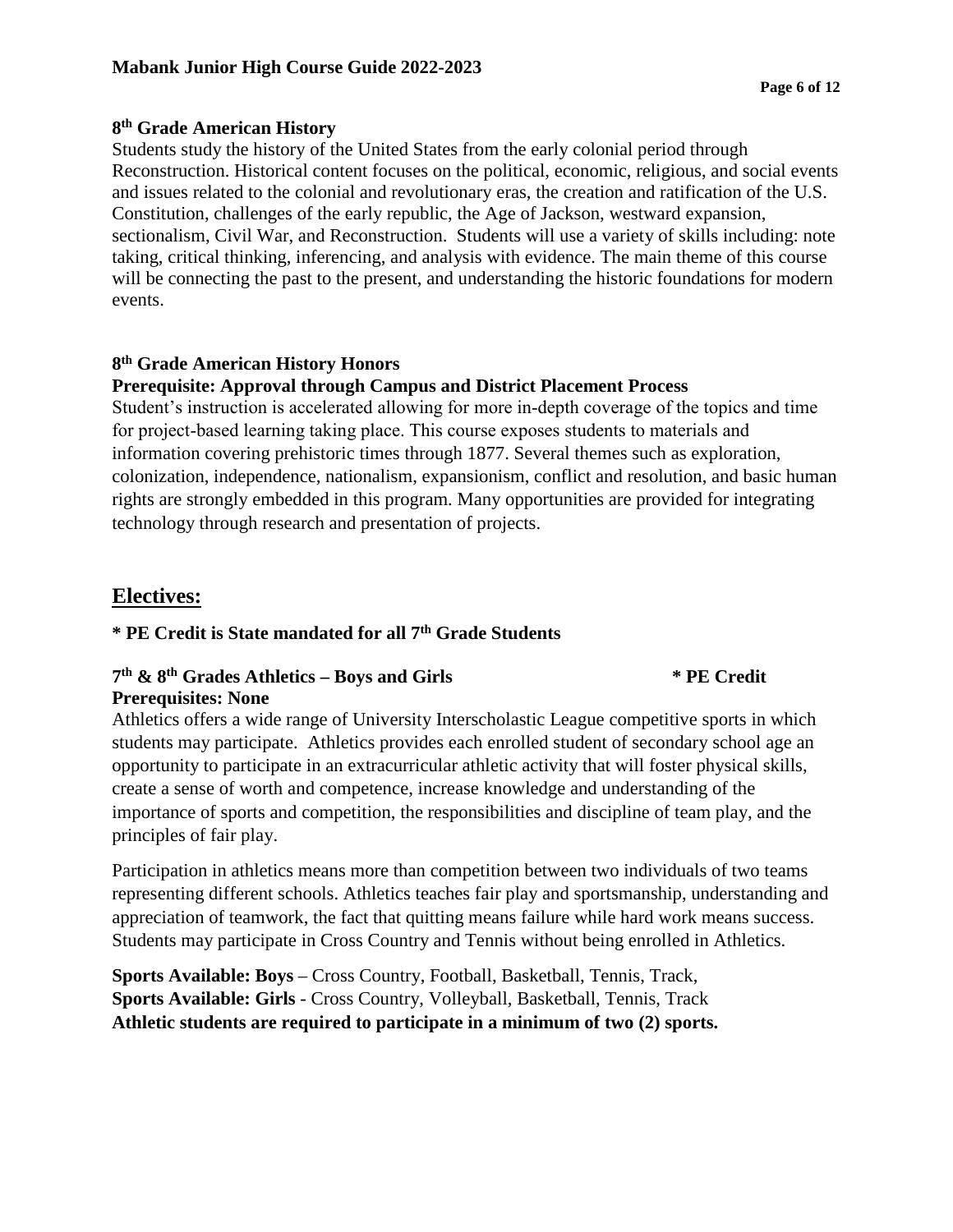### 8th Grade American History

Students study the history of the United States from the early colonial period through Reconstruction. Historical content focuses on the political, economic, religious, and social events and issues related to the colonial and revolutionary eras, the creation and ratification of the U.S. Constitution, challenges of the early republic, the Age of Jackson, westward expansion, sectionalism, Civil War, and Reconstruction. Students will use a variety of skills including: note taking, critical thinking, inferencing, and analysis with evidence. The main theme of this course will be connecting the past to the present, and understanding the historic foundations for modern events.

### 8th Grade American History Honors

**Prerequisite: Approval through Campus and District Placement Process**

Student's instruction is accelerated allowing for more in-depth coverage of the topics and time for project-based learning taking place. This course exposes students to materials and information covering prehistoric times through 1877. Several themes such as exploration, colonization, independence, nationalism, expansionism, conflict and resolution, and basic human rights are strongly embedded in this program. Many opportunities are provided for integrating technology through research and presentation of projects.

## Electives:

**\* PE Credit is State mandated for all 7th Grade Students**

### 7th & 8th Grades Athletics – Boys and Girls * PE Credit

**Prerequisites: None**

Athletics offers a wide range of University Interscholastic League competitive sports in which students may participate. Athletics provides each enrolled student of secondary school age an opportunity to participate in an extracurricular athletic activity that will foster physical skills, create a sense of worth and competence, increase knowledge and understanding of the importance of sports and competition, the responsibilities and discipline of team play, and the principles of fair play.

Participation in athletics means more than competition between two individuals of two teams representing different schools. Athletics teaches fair play and sportsmanship, understanding and appreciation of teamwork, the fact that quitting means failure while hard work means success. Students may participate in Cross Country and Tennis without being enrolled in Athletics.

**Sports Available: Boys** – Cross Country, Football, Basketball, Tennis, Track,
**Sports Available: Girls** - Cross Country, Volleyball, Basketball, Tennis, Track
**Athletic students are required to participate in a minimum of two (2) sports.**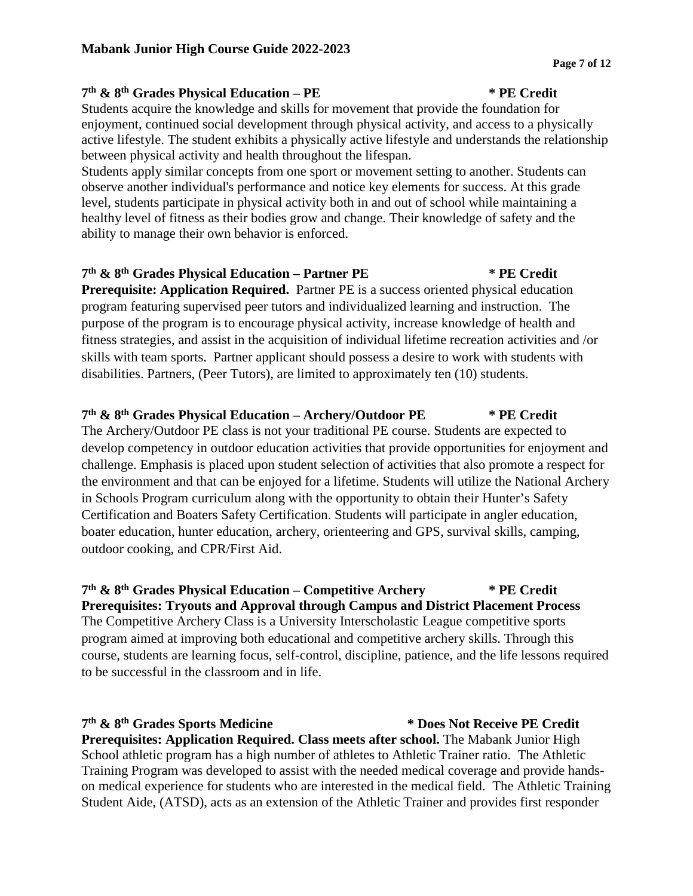### 7th & 8th Grades Physical Education – PE * PE Credit

Students acquire the knowledge and skills for movement that provide the foundation for enjoyment, continued social development through physical activity, and access to a physically active lifestyle. The student exhibits a physically active lifestyle and understands the relationship between physical activity and health throughout the lifespan.

Students apply similar concepts from one sport or movement setting to another. Students can observe another individual's performance and notice key elements for success. At this grade level, students participate in physical activity both in and out of school while maintaining a healthy level of fitness as their bodies grow and change. Their knowledge of safety and the ability to manage their own behavior is enforced.

### 7th & 8th Grades Physical Education – Partner PE * PE Credit

**Prerequisite: Application Required.** Partner PE is a success oriented physical education program featuring supervised peer tutors and individualized learning and instruction. The purpose of the program is to encourage physical activity, increase knowledge of health and fitness strategies, and assist in the acquisition of individual lifetime recreation activities and /or skills with team sports. Partner applicant should possess a desire to work with students with disabilities. Partners, (Peer Tutors), are limited to approximately ten (10) students.

### 7th & 8th Grades Physical Education – Archery/Outdoor PE * PE Credit

The Archery/Outdoor PE class is not your traditional PE course. Students are expected to develop competency in outdoor education activities that provide opportunities for enjoyment and challenge. Emphasis is placed upon student selection of activities that also promote a respect for the environment and that can be enjoyed for a lifetime. Students will utilize the National Archery in Schools Program curriculum along with the opportunity to obtain their Hunter's Safety Certification and Boaters Safety Certification. Students will participate in angler education, boater education, hunter education, archery, orienteering and GPS, survival skills, camping, outdoor cooking, and CPR/First Aid.

### 7th & 8th Grades Physical Education – Competitive Archery * PE Credit

**Prerequisites: Tryouts and Approval through Campus and District Placement Process**

The Competitive Archery Class is a University Interscholastic League competitive sports program aimed at improving both educational and competitive archery skills. Through this course, students are learning focus, self-control, discipline, patience, and the life lessons required to be successful in the classroom and in life.

### 7th & 8th Grades Sports Medicine * Does Not Receive PE Credit

**Prerequisites: Application Required. Class meets after school.** The Mabank Junior High School athletic program has a high number of athletes to Athletic Trainer ratio. The Athletic Training Program was developed to assist with the needed medical coverage and provide hands-on medical experience for students who are interested in the medical field. The Athletic Training Student Aide, (ATSD), acts as an extension of the Athletic Trainer and provides first responder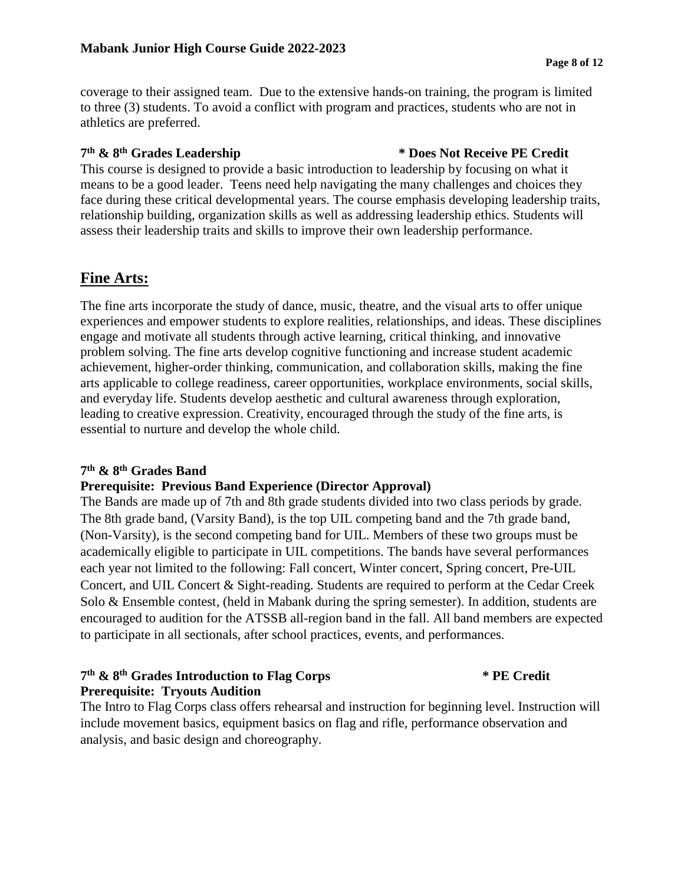coverage to their assigned team. Due to the extensive hands-on training, the program is limited to three (3) students. To avoid a conflict with program and practices, students who are not in athletics are preferred.

**7th & 8th Grades Leadership** **\* Does Not Receive PE Credit**

This course is designed to provide a basic introduction to leadership by focusing on what it means to be a good leader. Teens need help navigating the many challenges and choices they face during these critical developmental years. The course emphasis developing leadership traits, relationship building, organization skills as well as addressing leadership ethics. Students will assess their leadership traits and skills to improve their own leadership performance.

## Fine Arts:

The fine arts incorporate the study of dance, music, theatre, and the visual arts to offer unique experiences and empower students to explore realities, relationships, and ideas. These disciplines engage and motivate all students through active learning, critical thinking, and innovative problem solving. The fine arts develop cognitive functioning and increase student academic achievement, higher-order thinking, communication, and collaboration skills, making the fine arts applicable to college readiness, career opportunities, workplace environments, social skills, and everyday life. Students develop aesthetic and cultural awareness through exploration, leading to creative expression. Creativity, encouraged through the study of the fine arts, is essential to nurture and develop the whole child.

**7th & 8th Grades Band**
**Prerequisite: Previous Band Experience (Director Approval)**

The Bands are made up of 7th and 8th grade students divided into two class periods by grade. The 8th grade band, (Varsity Band), is the top UIL competing band and the 7th grade band, (Non-Varsity), is the second competing band for UIL. Members of these two groups must be academically eligible to participate in UIL competitions. The bands have several performances each year not limited to the following: Fall concert, Winter concert, Spring concert, Pre-UIL Concert, and UIL Concert & Sight-reading. Students are required to perform at the Cedar Creek Solo & Ensemble contest, (held in Mabank during the spring semester). In addition, students are encouraged to audition for the ATSSB all-region band in the fall. All band members are expected to participate in all sectionals, after school practices, events, and performances.

**7th & 8th Grades Introduction to Flag Corps** **\* PE Credit**
**Prerequisite: Tryouts Audition**

The Intro to Flag Corps class offers rehearsal and instruction for beginning level. Instruction will include movement basics, equipment basics on flag and rifle, performance observation and analysis, and basic design and choreography.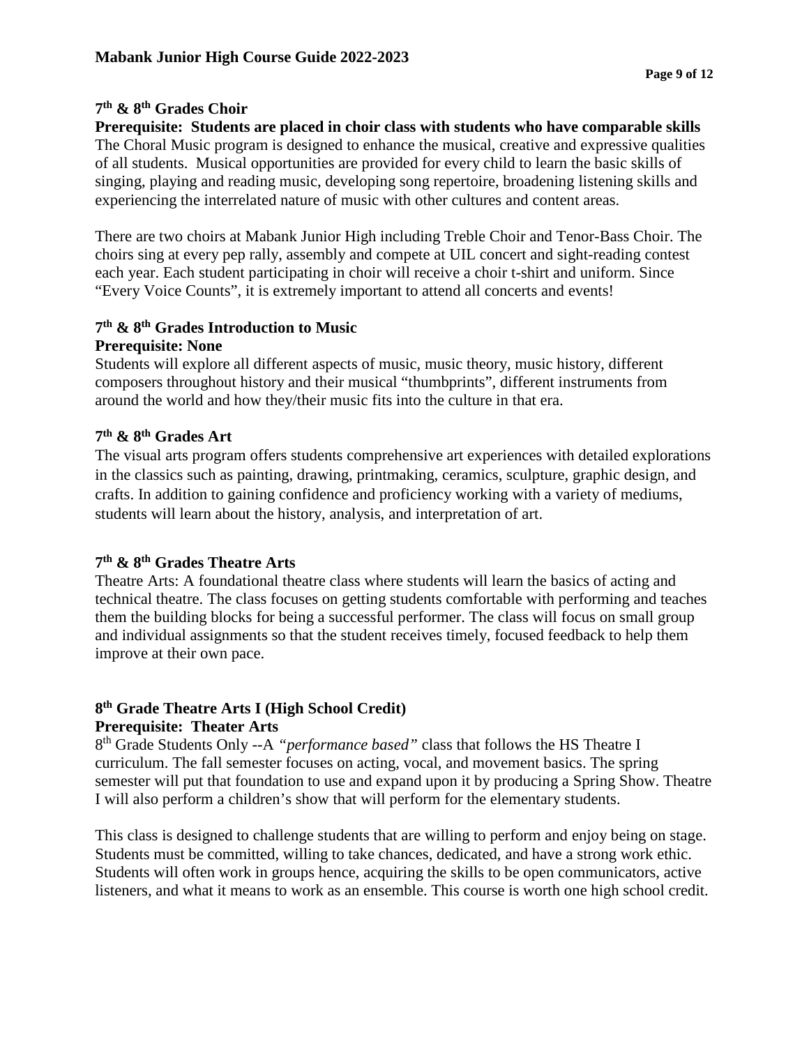## 7th & 8th Grades Choir

**Prerequisite: Students are placed in choir class with students who have comparable skills**

The Choral Music program is designed to enhance the musical, creative and expressive qualities of all students. Musical opportunities are provided for every child to learn the basic skills of singing, playing and reading music, developing song repertoire, broadening listening skills and experiencing the interrelated nature of music with other cultures and content areas.

There are two choirs at Mabank Junior High including Treble Choir and Tenor-Bass Choir. The choirs sing at every pep rally, assembly and compete at UIL concert and sight-reading contest each year. Each student participating in choir will receive a choir t-shirt and uniform. Since "Every Voice Counts", it is extremely important to attend all concerts and events!

## 7th & 8th Grades Introduction to Music

**Prerequisite: None**

Students will explore all different aspects of music, music theory, music history, different composers throughout history and their musical "thumbprints", different instruments from around the world and how they/their music fits into the culture in that era.

## 7th & 8th Grades Art

The visual arts program offers students comprehensive art experiences with detailed explorations in the classics such as painting, drawing, printmaking, ceramics, sculpture, graphic design, and crafts. In addition to gaining confidence and proficiency working with a variety of mediums, students will learn about the history, analysis, and interpretation of art.

## 7th & 8th Grades Theatre Arts

Theatre Arts: A foundational theatre class where students will learn the basics of acting and technical theatre. The class focuses on getting students comfortable with performing and teaches them the building blocks for being a successful performer. The class will focus on small group and individual assignments so that the student receives timely, focused feedback to help them improve at their own pace.

## 8th Grade Theatre Arts I (High School Credit)

**Prerequisite: Theater Arts**

8th Grade Students Only --A *"performance based"* class that follows the HS Theatre I curriculum. The fall semester focuses on acting, vocal, and movement basics. The spring semester will put that foundation to use and expand upon it by producing a Spring Show. Theatre I will also perform a children's show that will perform for the elementary students.

This class is designed to challenge students that are willing to perform and enjoy being on stage. Students must be committed, willing to take chances, dedicated, and have a strong work ethic. Students will often work in groups hence, acquiring the skills to be open communicators, active listeners, and what it means to work as an ensemble. This course is worth one high school credit.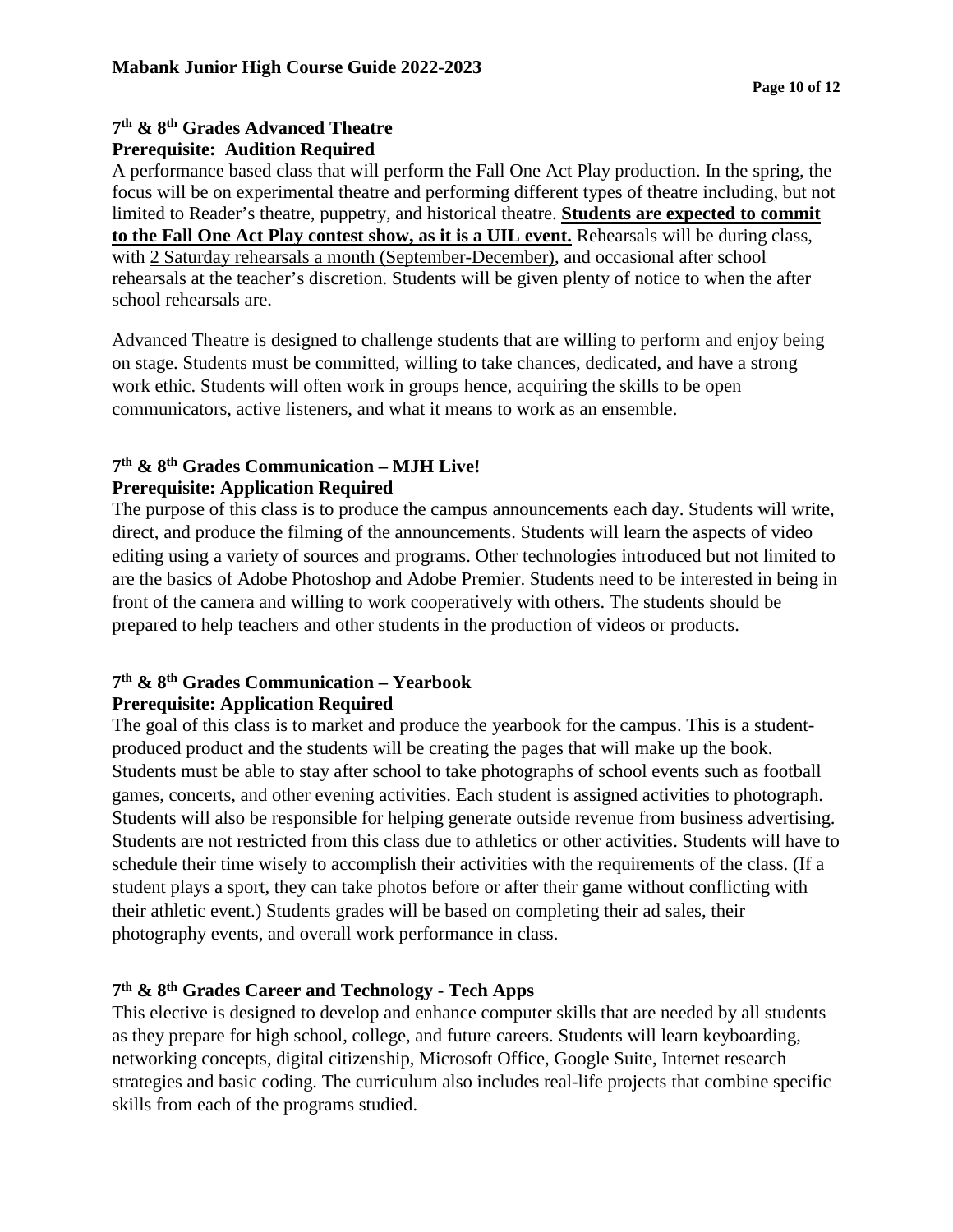### 7th & 8th Grades Advanced Theatre

**Prerequisite: Audition Required**

A performance based class that will perform the Fall One Act Play production. In the spring, the focus will be on experimental theatre and performing different types of theatre including, but not limited to Reader's theatre, puppetry, and historical theatre. **Students are expected to commit to the Fall One Act Play contest show, as it is a UIL event.** Rehearsals will be during class, with 2 Saturday rehearsals a month (September-December), and occasional after school rehearsals at the teacher's discretion. Students will be given plenty of notice to when the after school rehearsals are.

Advanced Theatre is designed to challenge students that are willing to perform and enjoy being on stage. Students must be committed, willing to take chances, dedicated, and have a strong work ethic. Students will often work in groups hence, acquiring the skills to be open communicators, active listeners, and what it means to work as an ensemble.

### 7th & 8th Grades Communication – MJH Live!

**Prerequisite: Application Required**

The purpose of this class is to produce the campus announcements each day. Students will write, direct, and produce the filming of the announcements. Students will learn the aspects of video editing using a variety of sources and programs. Other technologies introduced but not limited to are the basics of Adobe Photoshop and Adobe Premier. Students need to be interested in being in front of the camera and willing to work cooperatively with others. The students should be prepared to help teachers and other students in the production of videos or products.

### 7th & 8th Grades Communication – Yearbook

**Prerequisite: Application Required**

The goal of this class is to market and produce the yearbook for the campus. This is a student-produced product and the students will be creating the pages that will make up the book. Students must be able to stay after school to take photographs of school events such as football games, concerts, and other evening activities. Each student is assigned activities to photograph. Students will also be responsible for helping generate outside revenue from business advertising. Students are not restricted from this class due to athletics or other activities. Students will have to schedule their time wisely to accomplish their activities with the requirements of the class. (If a student plays a sport, they can take photos before or after their game without conflicting with their athletic event.) Students grades will be based on completing their ad sales, their photography events, and overall work performance in class.

### 7th & 8th Grades Career and Technology - Tech Apps

This elective is designed to develop and enhance computer skills that are needed by all students as they prepare for high school, college, and future careers. Students will learn keyboarding, networking concepts, digital citizenship, Microsoft Office, Google Suite, Internet research strategies and basic coding. The curriculum also includes real-life projects that combine specific skills from each of the programs studied.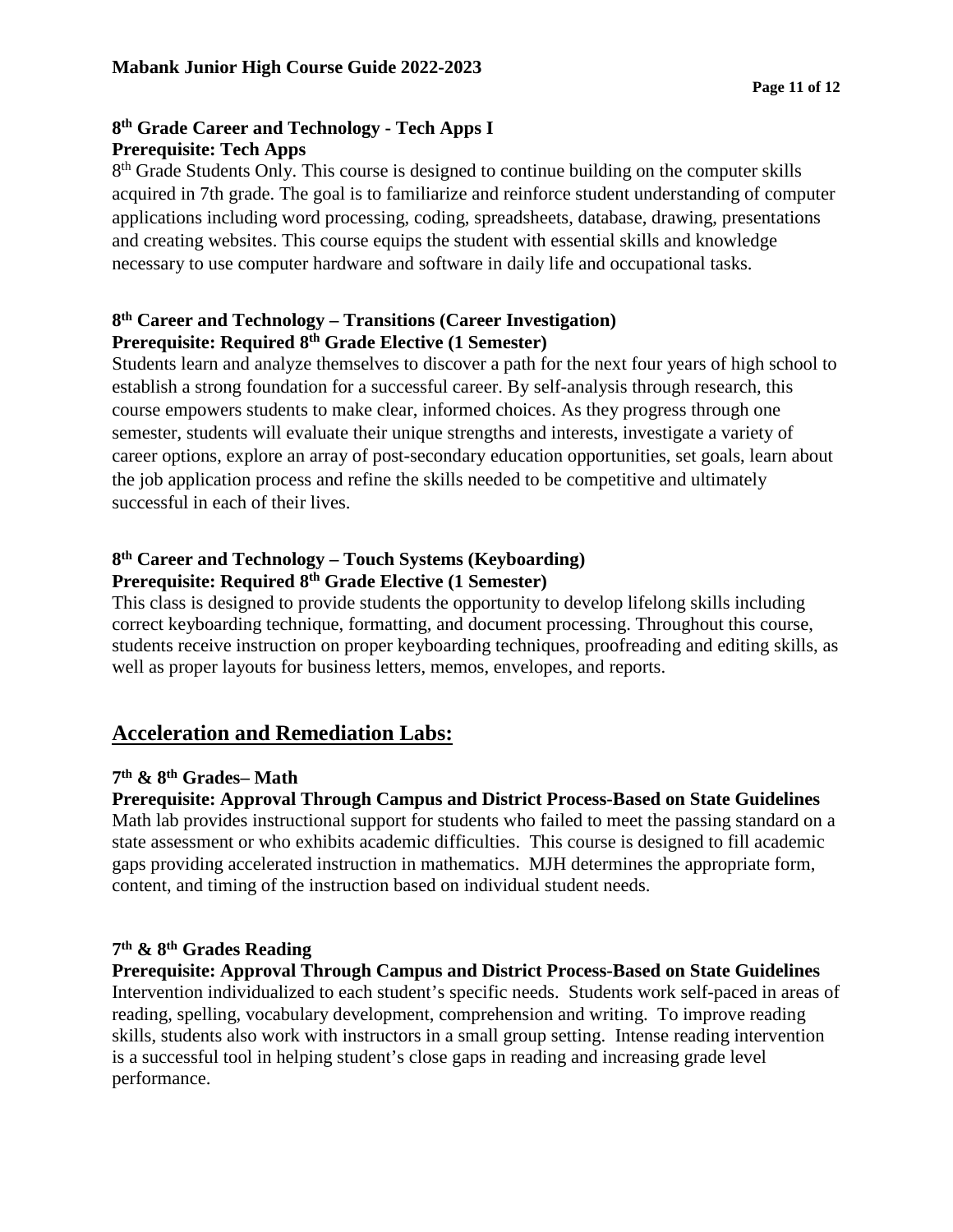### 8th Grade Career and Technology - Tech Apps I
**Prerequisite: Tech Apps**

8th Grade Students Only. This course is designed to continue building on the computer skills acquired in 7th grade. The goal is to familiarize and reinforce student understanding of computer applications including word processing, coding, spreadsheets, database, drawing, presentations and creating websites. This course equips the student with essential skills and knowledge necessary to use computer hardware and software in daily life and occupational tasks.

### 8th Career and Technology – Transitions (Career Investigation)
**Prerequisite: Required 8th Grade Elective (1 Semester)**

Students learn and analyze themselves to discover a path for the next four years of high school to establish a strong foundation for a successful career. By self-analysis through research, this course empowers students to make clear, informed choices. As they progress through one semester, students will evaluate their unique strengths and interests, investigate a variety of career options, explore an array of post-secondary education opportunities, set goals, learn about the job application process and refine the skills needed to be competitive and ultimately successful in each of their lives.

### 8th Career and Technology – Touch Systems (Keyboarding)
**Prerequisite: Required 8th Grade Elective (1 Semester)**

This class is designed to provide students the opportunity to develop lifelong skills including correct keyboarding technique, formatting, and document processing. Throughout this course, students receive instruction on proper keyboarding techniques, proofreading and editing skills, as well as proper layouts for business letters, memos, envelopes, and reports.

## Acceleration and Remediation Labs:

### 7th & 8th Grades– Math
**Prerequisite: Approval Through Campus and District Process-Based on State Guidelines**

Math lab provides instructional support for students who failed to meet the passing standard on a state assessment or who exhibits academic difficulties. This course is designed to fill academic gaps providing accelerated instruction in mathematics. MJH determines the appropriate form, content, and timing of the instruction based on individual student needs.

### 7th & 8th Grades Reading
**Prerequisite: Approval Through Campus and District Process-Based on State Guidelines**

Intervention individualized to each student's specific needs. Students work self-paced in areas of reading, spelling, vocabulary development, comprehension and writing. To improve reading skills, students also work with instructors in a small group setting. Intense reading intervention is a successful tool in helping student's close gaps in reading and increasing grade level performance.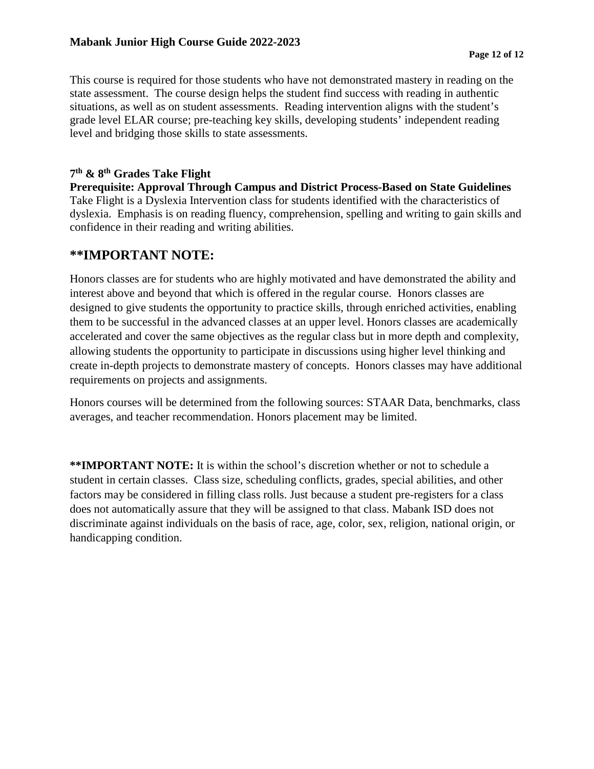This course is required for those students who have not demonstrated mastery in reading on the state assessment. The course design helps the student find success with reading in authentic situations, as well as on student assessments. Reading intervention aligns with the student's grade level ELAR course; pre-teaching key skills, developing students' independent reading level and bridging those skills to state assessments.

**7th & 8th Grades Take Flight**
**Prerequisite: Approval Through Campus and District Process-Based on State Guidelines**
Take Flight is a Dyslexia Intervention class for students identified with the characteristics of dyslexia. Emphasis is on reading fluency, comprehension, spelling and writing to gain skills and confidence in their reading and writing abilities.

## **IMPORTANT NOTE:

Honors classes are for students who are highly motivated and have demonstrated the ability and interest above and beyond that which is offered in the regular course. Honors classes are designed to give students the opportunity to practice skills, through enriched activities, enabling them to be successful in the advanced classes at an upper level. Honors classes are academically accelerated and cover the same objectives as the regular class but in more depth and complexity, allowing students the opportunity to participate in discussions using higher level thinking and create in-depth projects to demonstrate mastery of concepts. Honors classes may have additional requirements on projects and assignments.

Honors courses will be determined from the following sources: STAAR Data, benchmarks, class averages, and teacher recommendation. Honors placement may be limited.

****IMPORTANT NOTE:** It is within the school's discretion whether or not to schedule a student in certain classes. Class size, scheduling conflicts, grades, special abilities, and other factors may be considered in filling class rolls. Just because a student pre-registers for a class does not automatically assure that they will be assigned to that class. Mabank ISD does not discriminate against individuals on the basis of race, age, color, sex, religion, national origin, or handicapping condition.